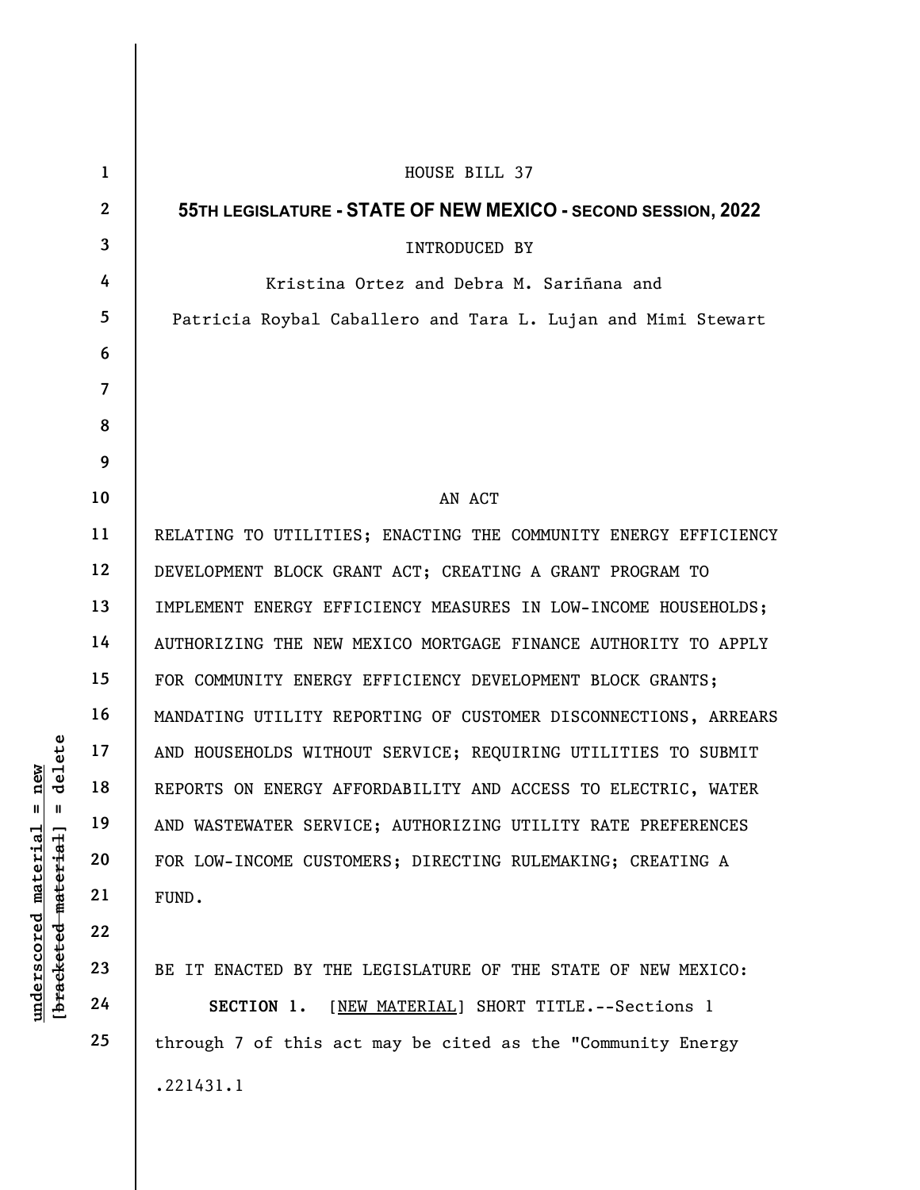HOUSE BILL 37

**55TH LEGISLATURE - STATE OF NEW MEXICO - SECOND SESSION, 2022**

INTRODUCED BY

Kristina Ortez and Debra M. Sariñana and
Patricia Roybal Caballero and Tara L. Lujan and Mimi Stewart

AN ACT

RELATING TO UTILITIES; ENACTING THE COMMUNITY ENERGY EFFICIENCY DEVELOPMENT BLOCK GRANT ACT; CREATING A GRANT PROGRAM TO IMPLEMENT ENERGY EFFICIENCY MEASURES IN LOW-INCOME HOUSEHOLDS; AUTHORIZING THE NEW MEXICO MORTGAGE FINANCE AUTHORITY TO APPLY FOR COMMUNITY ENERGY EFFICIENCY DEVELOPMENT BLOCK GRANTS; MANDATING UTILITY REPORTING OF CUSTOMER DISCONNECTIONS, ARREARS AND HOUSEHOLDS WITHOUT SERVICE; REQUIRING UTILITIES TO SUBMIT REPORTS ON ENERGY AFFORDABILITY AND ACCESS TO ELECTRIC, WATER AND WASTEWATER SERVICE; AUTHORIZING UTILITY RATE PREFERENCES FOR LOW-INCOME CUSTOMERS; DIRECTING RULEMAKING; CREATING A FUND.

BE IT ENACTED BY THE LEGISLATURE OF THE STATE OF NEW MEXICO:

**SECTION 1.** [NEW MATERIAL] SHORT TITLE.--Sections 1 through 7 of this act may be cited as the "Community Energy

.221431.1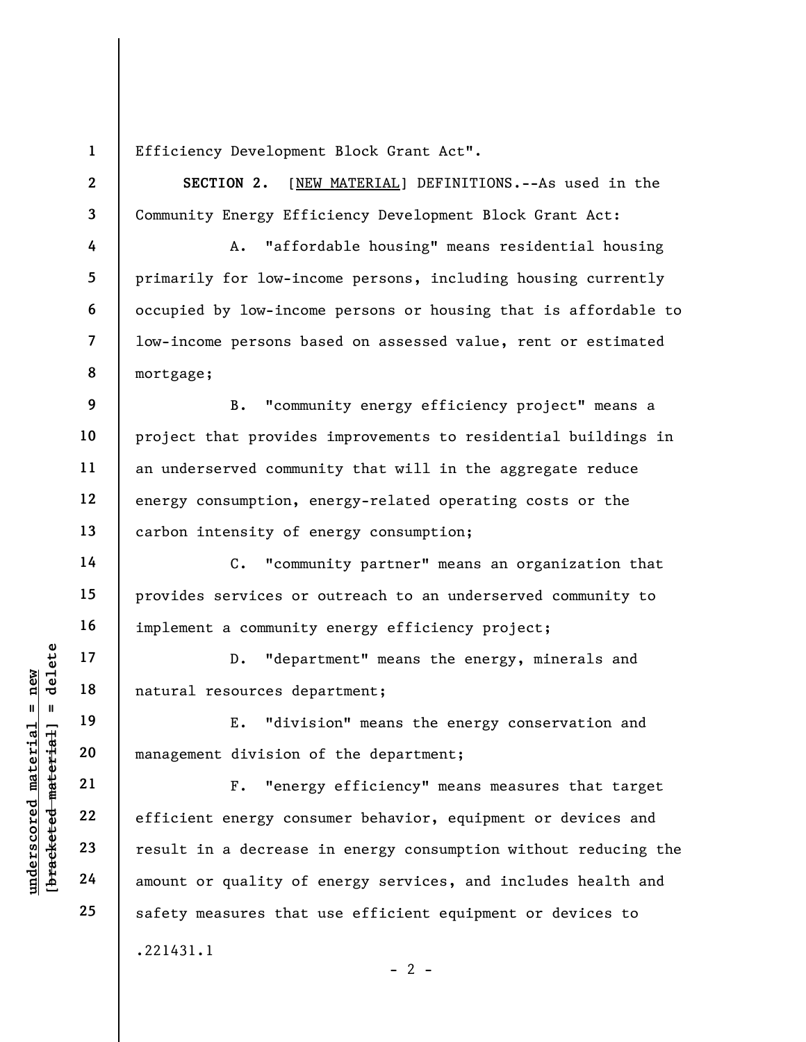Efficiency Development Block Grant Act".

**SECTION 2.** [NEW MATERIAL] DEFINITIONS.--As used in the Community Energy Efficiency Development Block Grant Act:

A. "affordable housing" means residential housing primarily for low-income persons, including housing currently occupied by low-income persons or housing that is affordable to low-income persons based on assessed value, rent or estimated mortgage;

B. "community energy efficiency project" means a project that provides improvements to residential buildings in an underserved community that will in the aggregate reduce energy consumption, energy-related operating costs or the carbon intensity of energy consumption;

C. "community partner" means an organization that provides services or outreach to an underserved community to implement a community energy efficiency project;

D. "department" means the energy, minerals and natural resources department;

E. "division" means the energy conservation and management division of the department;

F. "energy efficiency" means measures that target efficient energy consumer behavior, equipment or devices and result in a decrease in energy consumption without reducing the amount or quality of energy services, and includes health and safety measures that use efficient equipment or devices to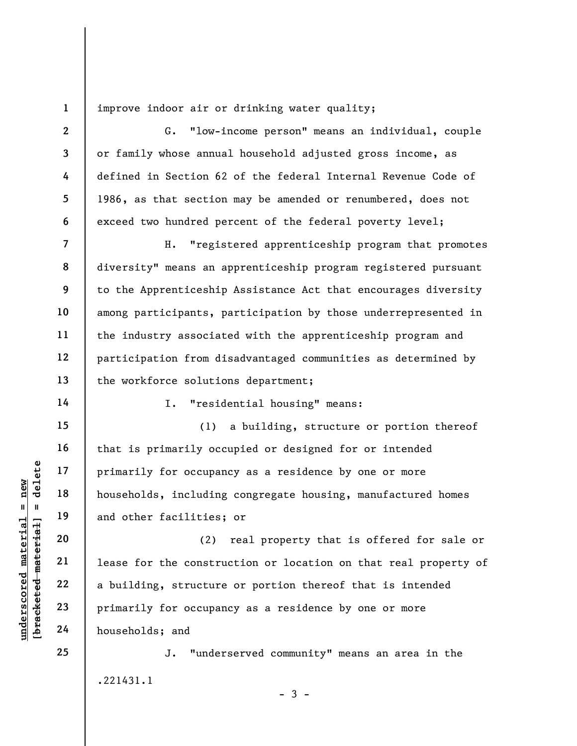improve indoor air or drinking water quality;

G. "low-income person" means an individual, couple or family whose annual household adjusted gross income, as defined in Section 62 of the federal Internal Revenue Code of 1986, as that section may be amended or renumbered, does not exceed two hundred percent of the federal poverty level;

H. "registered apprenticeship program that promotes diversity" means an apprenticeship program registered pursuant to the Apprenticeship Assistance Act that encourages diversity among participants, participation by those underrepresented in the industry associated with the apprenticeship program and participation from disadvantaged communities as determined by the workforce solutions department;

I. "residential housing" means:

(1) a building, structure or portion thereof that is primarily occupied or designed for or intended primarily for occupancy as a residence by one or more households, including congregate housing, manufactured homes and other facilities; or

(2) real property that is offered for sale or lease for the construction or location on that real property of a building, structure or portion thereof that is intended primarily for occupancy as a residence by one or more households; and

J. "underserved community" means an area in the

.221431.1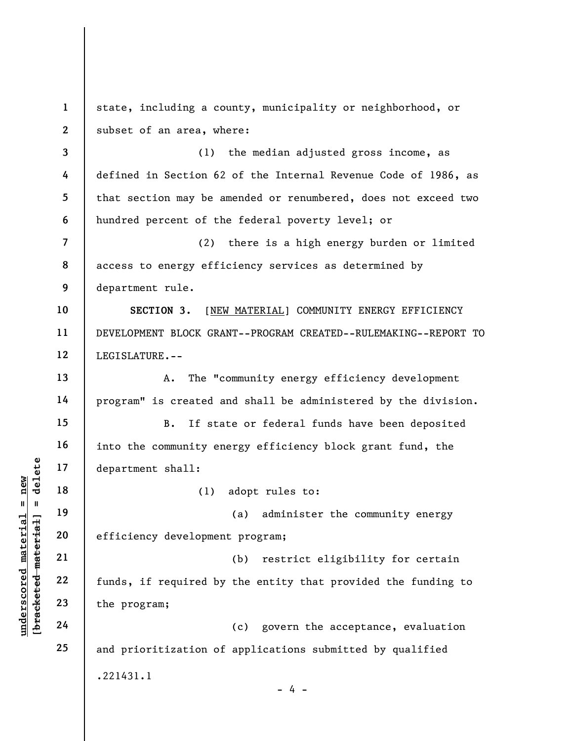state, including a county, municipality or neighborhood, or subset of an area, where:

(1) the median adjusted gross income, as defined in Section 62 of the Internal Revenue Code of 1986, as that section may be amended or renumbered, does not exceed two hundred percent of the federal poverty level; or

(2) there is a high energy burden or limited access to energy efficiency services as determined by department rule.

**SECTION 3.** [<u>NEW MATERIAL</u>] COMMUNITY ENERGY EFFICIENCY DEVELOPMENT BLOCK GRANT--PROGRAM CREATED--RULEMAKING--REPORT TO LEGISLATURE.--

A. The "community energy efficiency development program" is created and shall be administered by the division.

B. If state or federal funds have been deposited into the community energy efficiency block grant fund, the department shall:

(1) adopt rules to:

(a) administer the community energy efficiency development program;

(b) restrict eligibility for certain funds, if required by the entity that provided the funding to the program;

(c) govern the acceptance, evaluation and prioritization of applications submitted by qualified

.221431.1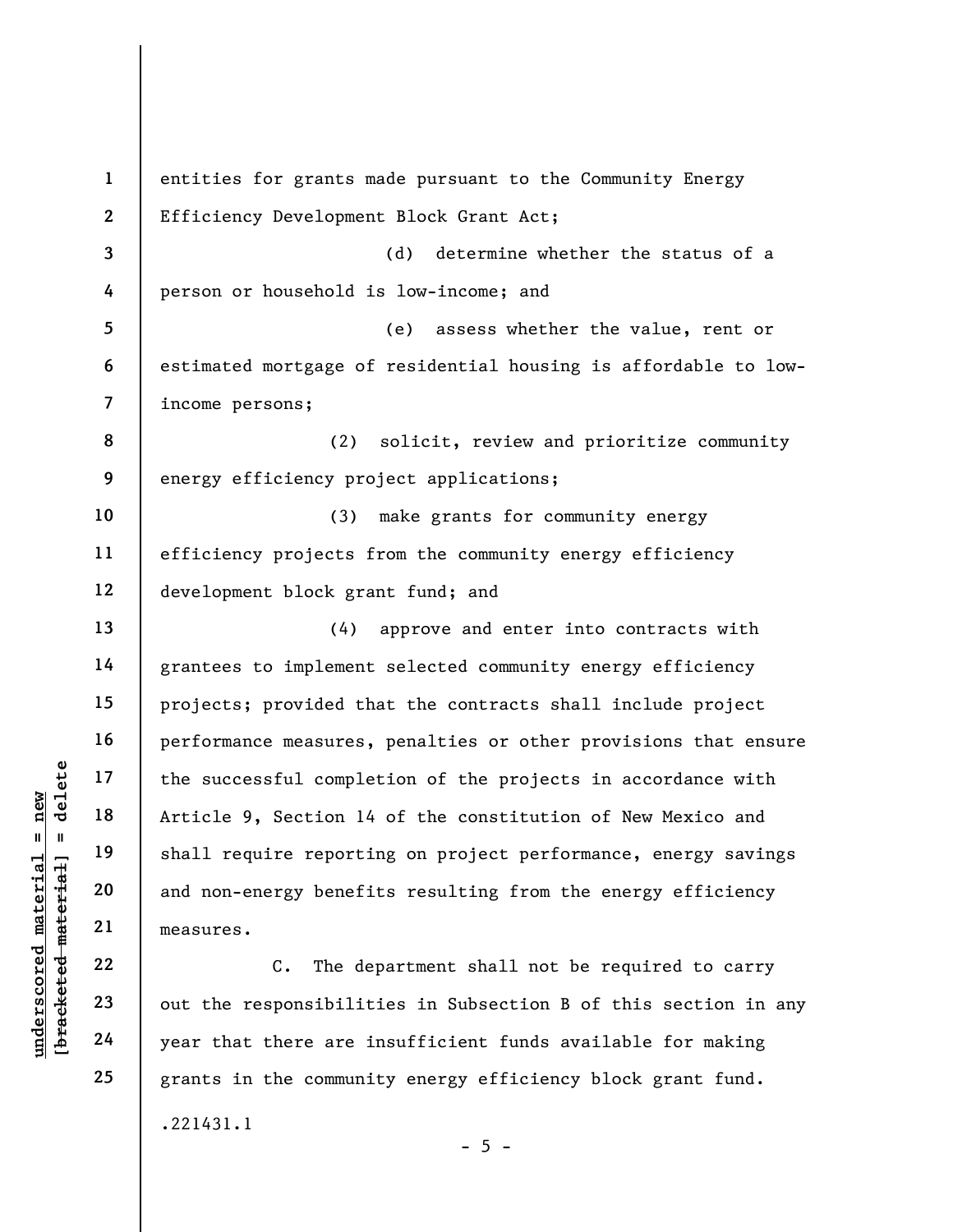entities for grants made pursuant to the Community Energy Efficiency Development Block Grant Act;

(d) determine whether the status of a person or household is low-income; and

(e) assess whether the value, rent or estimated mortgage of residential housing is affordable to low-income persons;

(2) solicit, review and prioritize community energy efficiency project applications;

(3) make grants for community energy efficiency projects from the community energy efficiency development block grant fund; and

(4) approve and enter into contracts with grantees to implement selected community energy efficiency projects; provided that the contracts shall include project performance measures, penalties or other provisions that ensure the successful completion of the projects in accordance with Article 9, Section 14 of the constitution of New Mexico and shall require reporting on project performance, energy savings and non-energy benefits resulting from the energy efficiency measures.

C. The department shall not be required to carry out the responsibilities in Subsection B of this section in any year that there are insufficient funds available for making grants in the community energy efficiency block grant fund.

.221431.1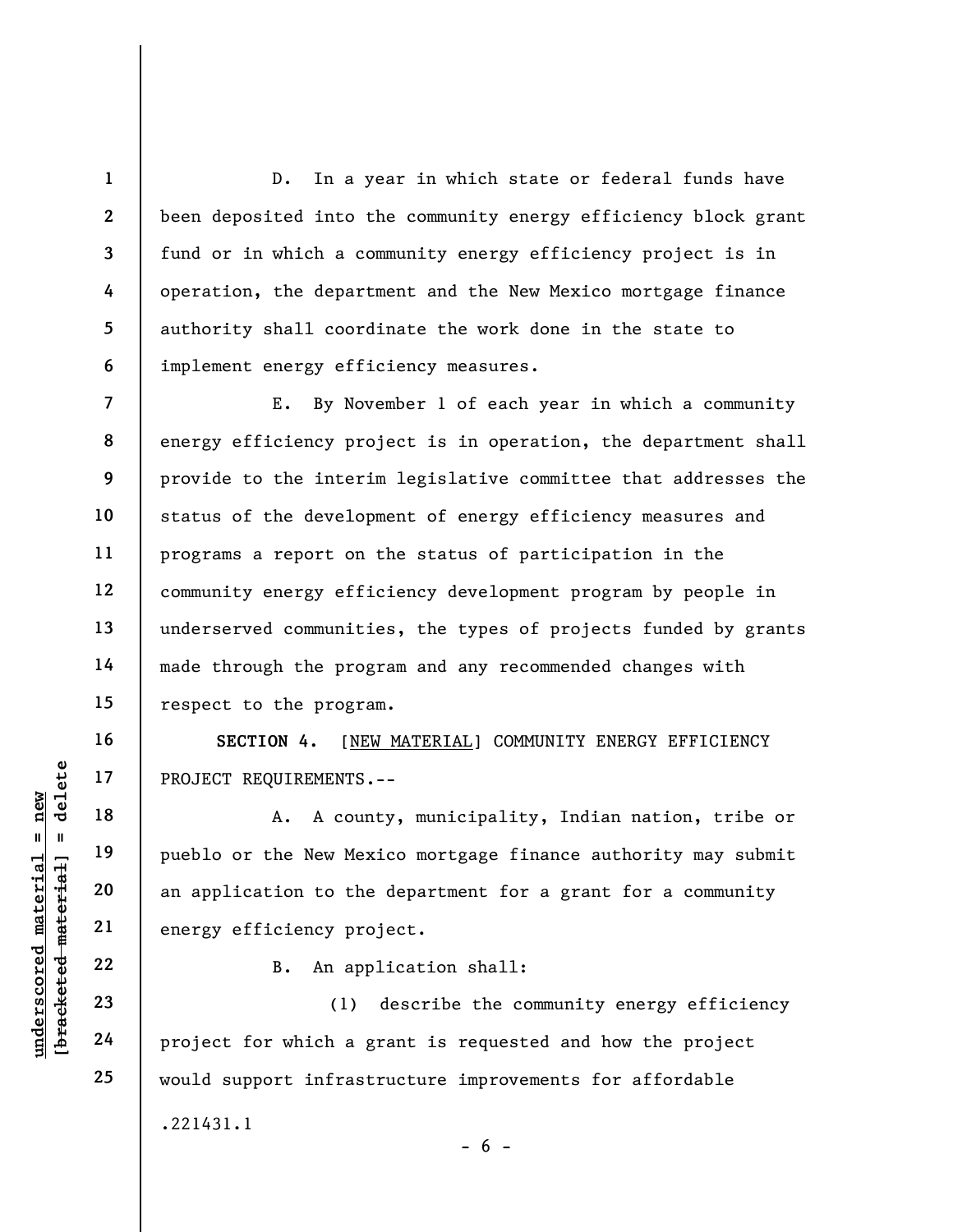D. In a year in which state or federal funds have been deposited into the community energy efficiency block grant fund or in which a community energy efficiency project is in operation, the department and the New Mexico mortgage finance authority shall coordinate the work done in the state to implement energy efficiency measures.

E. By November 1 of each year in which a community energy efficiency project is in operation, the department shall provide to the interim legislative committee that addresses the status of the development of energy efficiency measures and programs a report on the status of participation in the community energy efficiency development program by people in underserved communities, the types of projects funded by grants made through the program and any recommended changes with respect to the program.

**SECTION 4.** [NEW MATERIAL] COMMUNITY ENERGY EFFICIENCY PROJECT REQUIREMENTS.--

A. A county, municipality, Indian nation, tribe or pueblo or the New Mexico mortgage finance authority may submit an application to the department for a grant for a community energy efficiency project.

B. An application shall:

(1) describe the community energy efficiency project for which a grant is requested and how the project would support infrastructure improvements for affordable

.221431.1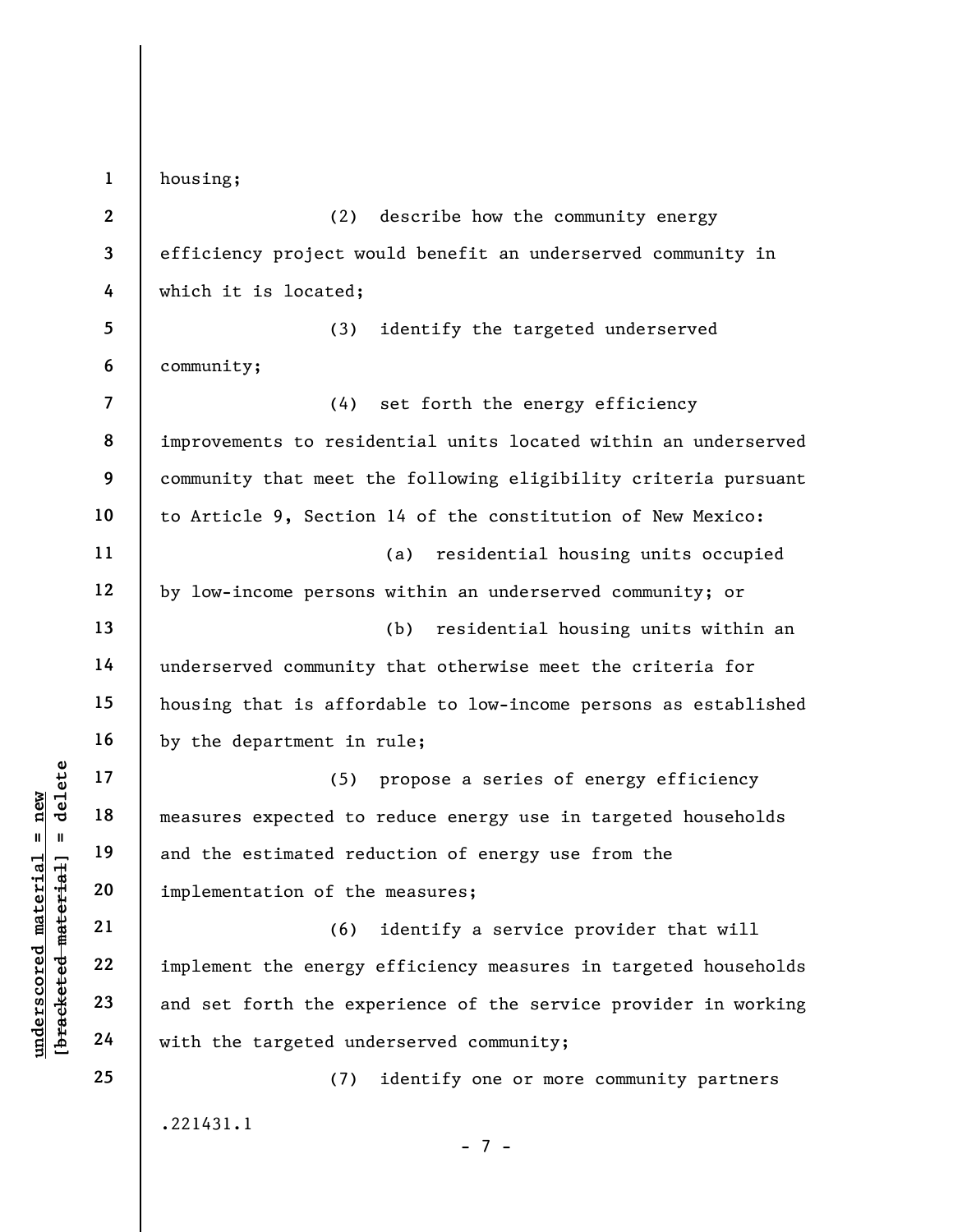housing;

(2) describe how the community energy efficiency project would benefit an underserved community in which it is located;

(3) identify the targeted underserved community;

(4) set forth the energy efficiency improvements to residential units located within an underserved community that meet the following eligibility criteria pursuant to Article 9, Section 14 of the constitution of New Mexico:

(a) residential housing units occupied by low-income persons within an underserved community; or

(b) residential housing units within an underserved community that otherwise meet the criteria for housing that is affordable to low-income persons as established by the department in rule;

(5) propose a series of energy efficiency measures expected to reduce energy use in targeted households and the estimated reduction of energy use from the implementation of the measures;

(6) identify a service provider that will implement the energy efficiency measures in targeted households and set forth the experience of the service provider in working with the targeted underserved community;

(7) identify one or more community partners

.221431.1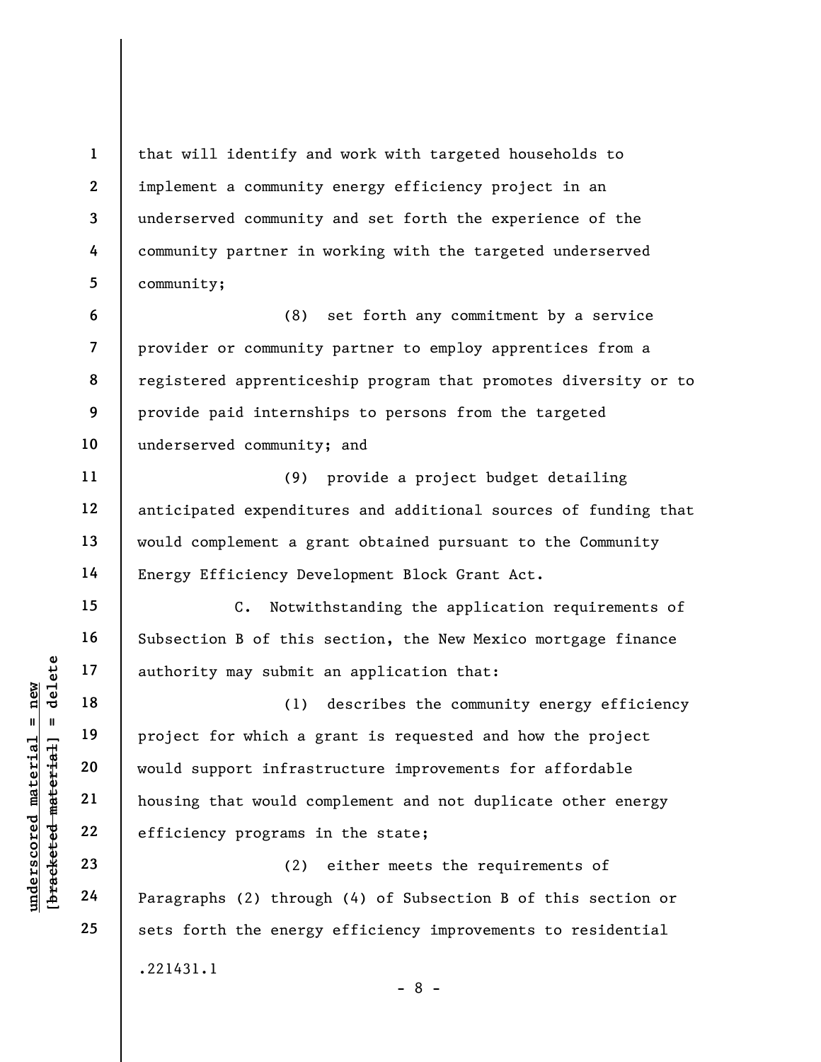that will identify and work with targeted households to implement a community energy efficiency project in an underserved community and set forth the experience of the community partner in working with the targeted underserved community;

(8) set forth any commitment by a service provider or community partner to employ apprentices from a registered apprenticeship program that promotes diversity or to provide paid internships to persons from the targeted underserved community; and

(9) provide a project budget detailing anticipated expenditures and additional sources of funding that would complement a grant obtained pursuant to the Community Energy Efficiency Development Block Grant Act.

C. Notwithstanding the application requirements of Subsection B of this section, the New Mexico mortgage finance authority may submit an application that:

(1) describes the community energy efficiency project for which a grant is requested and how the project would support infrastructure improvements for affordable housing that would complement and not duplicate other energy efficiency programs in the state;

(2) either meets the requirements of Paragraphs (2) through (4) of Subsection B of this section or sets forth the energy efficiency improvements to residential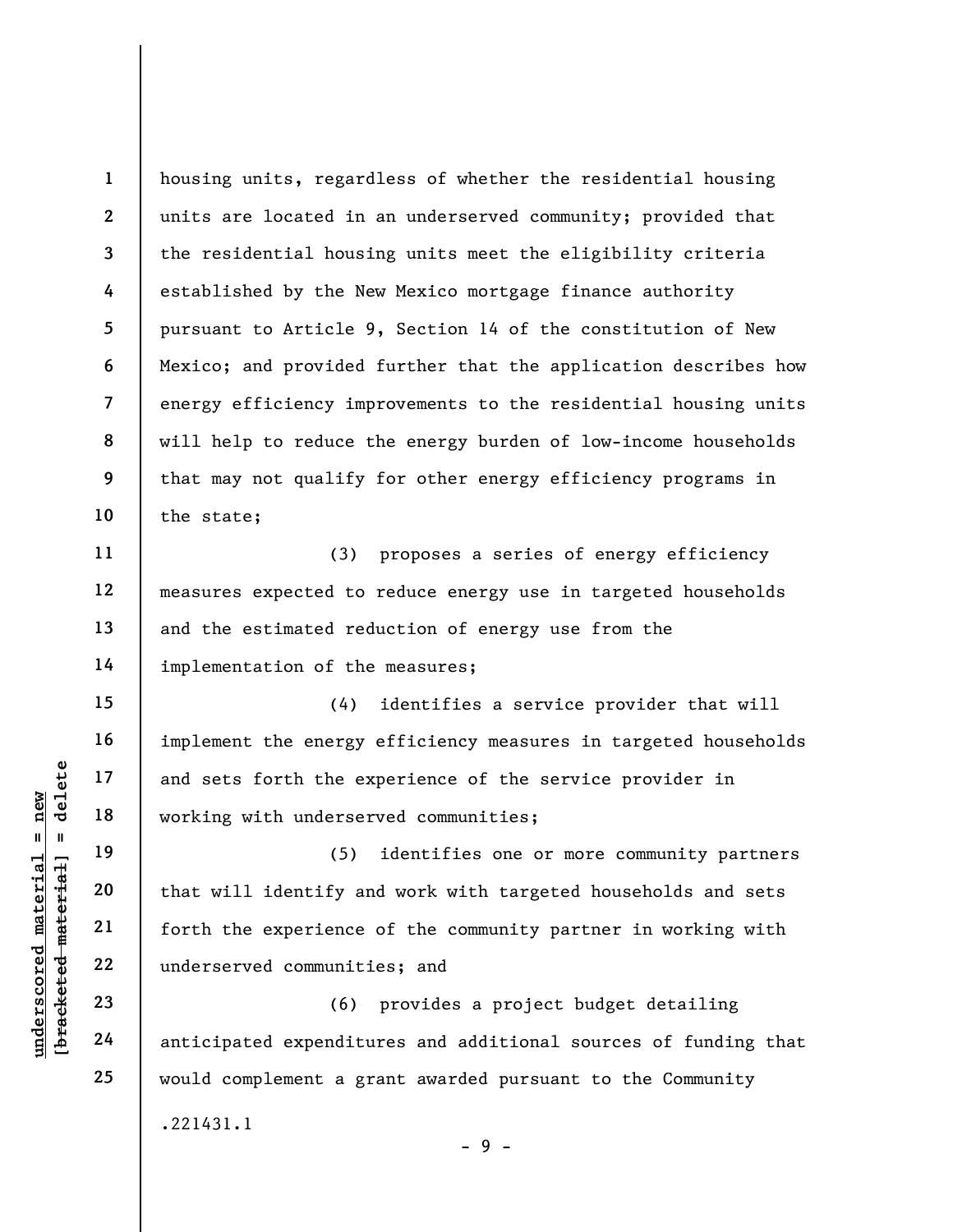housing units, regardless of whether the residential housing units are located in an underserved community; provided that the residential housing units meet the eligibility criteria established by the New Mexico mortgage finance authority pursuant to Article 9, Section 14 of the constitution of New Mexico; and provided further that the application describes how energy efficiency improvements to the residential housing units will help to reduce the energy burden of low-income households that may not qualify for other energy efficiency programs in the state;

(3) proposes a series of energy efficiency measures expected to reduce energy use in targeted households and the estimated reduction of energy use from the implementation of the measures;

(4) identifies a service provider that will implement the energy efficiency measures in targeted households and sets forth the experience of the service provider in working with underserved communities;

(5) identifies one or more community partners that will identify and work with targeted households and sets forth the experience of the community partner in working with underserved communities; and

(6) provides a project budget detailing anticipated expenditures and additional sources of funding that would complement a grant awarded pursuant to the Community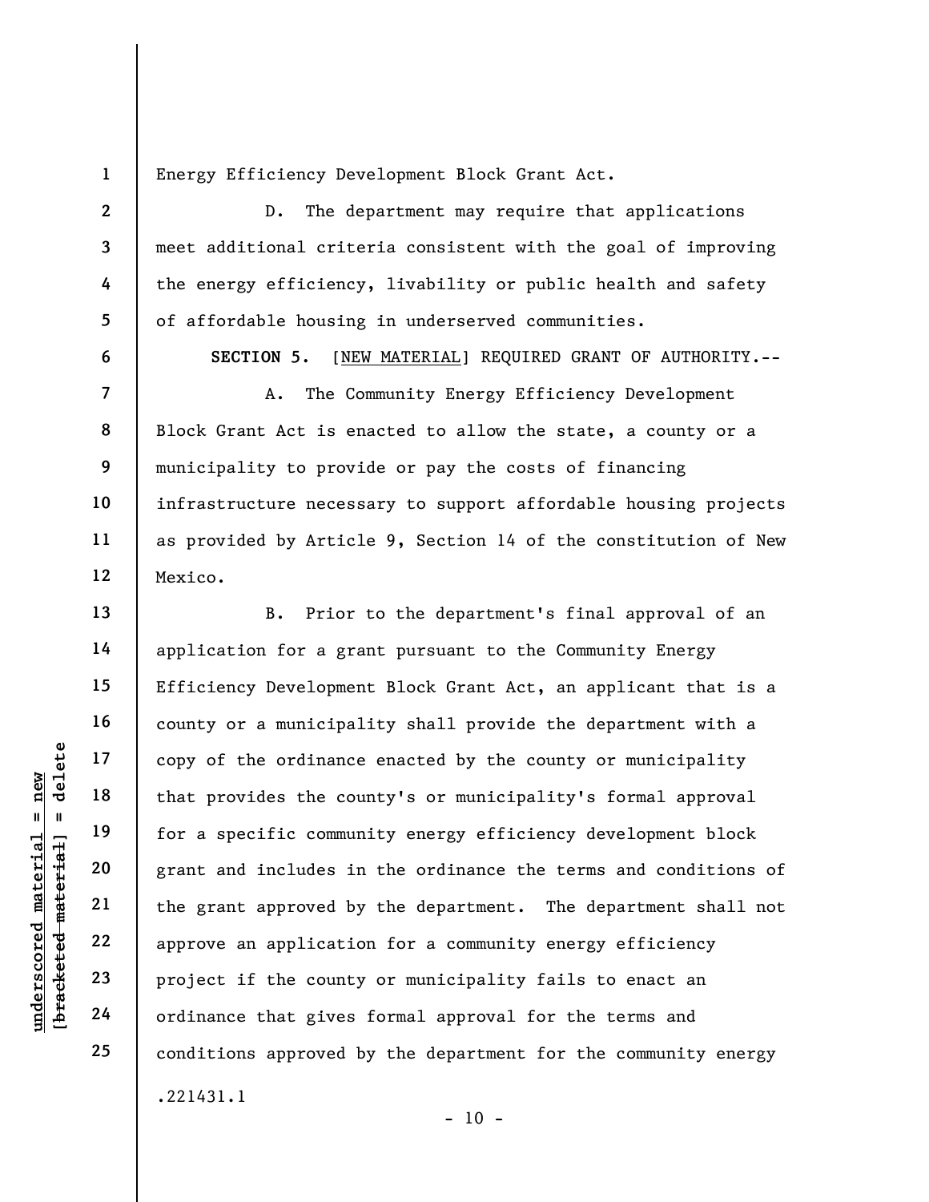Energy Efficiency Development Block Grant Act.

D. The department may require that applications meet additional criteria consistent with the goal of improving the energy efficiency, livability or public health and safety of affordable housing in underserved communities.

**SECTION 5.** [NEW MATERIAL] REQUIRED GRANT OF AUTHORITY.--

A. The Community Energy Efficiency Development Block Grant Act is enacted to allow the state, a county or a municipality to provide or pay the costs of financing infrastructure necessary to support affordable housing projects as provided by Article 9, Section 14 of the constitution of New Mexico.

B. Prior to the department's final approval of an application for a grant pursuant to the Community Energy Efficiency Development Block Grant Act, an applicant that is a county or a municipality shall provide the department with a copy of the ordinance enacted by the county or municipality that provides the county's or municipality's formal approval for a specific community energy efficiency development block grant and includes in the ordinance the terms and conditions of the grant approved by the department. The department shall not approve an application for a community energy efficiency project if the county or municipality fails to enact an ordinance that gives formal approval for the terms and conditions approved by the department for the community energy

.221431.1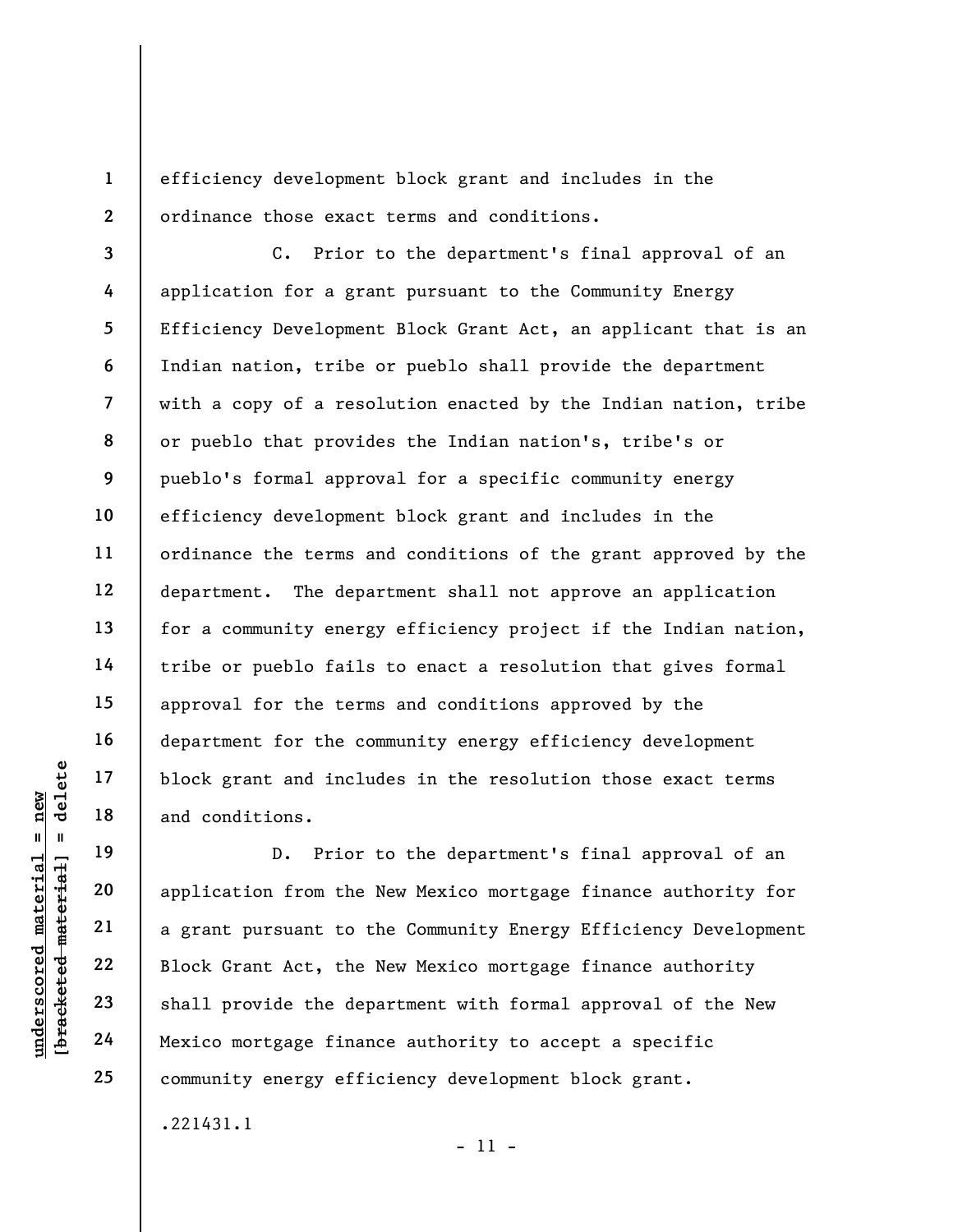efficiency development block grant and includes in the ordinance those exact terms and conditions.

C. Prior to the department's final approval of an application for a grant pursuant to the Community Energy Efficiency Development Block Grant Act, an applicant that is an Indian nation, tribe or pueblo shall provide the department with a copy of a resolution enacted by the Indian nation, tribe or pueblo that provides the Indian nation's, tribe's or pueblo's formal approval for a specific community energy efficiency development block grant and includes in the ordinance the terms and conditions of the grant approved by the department. The department shall not approve an application for a community energy efficiency project if the Indian nation, tribe or pueblo fails to enact a resolution that gives formal approval for the terms and conditions approved by the department for the community energy efficiency development block grant and includes in the resolution those exact terms and conditions.

D. Prior to the department's final approval of an application from the New Mexico mortgage finance authority for a grant pursuant to the Community Energy Efficiency Development Block Grant Act, the New Mexico mortgage finance authority shall provide the department with formal approval of the New Mexico mortgage finance authority to accept a specific community energy efficiency development block grant.

.221431.1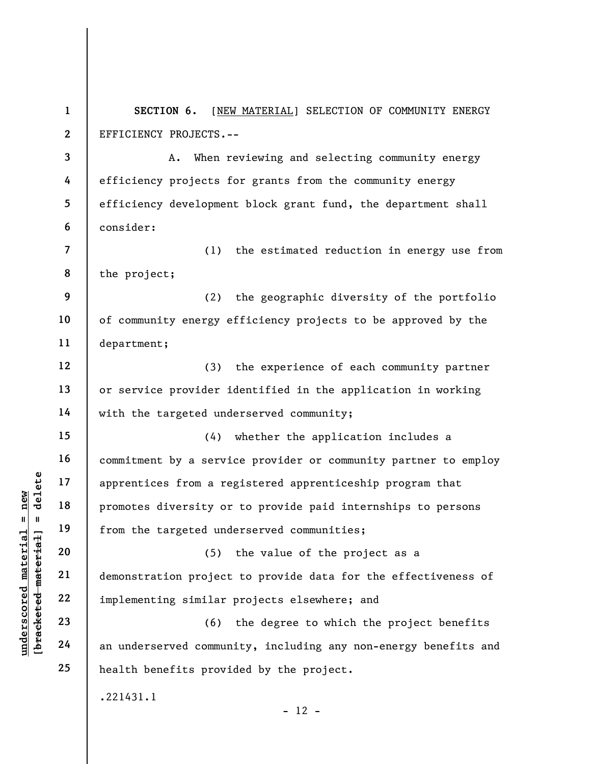**SECTION 6.** [NEW MATERIAL] SELECTION OF COMMUNITY ENERGY EFFICIENCY PROJECTS.--

A. When reviewing and selecting community energy efficiency projects for grants from the community energy efficiency development block grant fund, the department shall consider:

(1) the estimated reduction in energy use from the project;

(2) the geographic diversity of the portfolio of community energy efficiency projects to be approved by the department;

(3) the experience of each community partner or service provider identified in the application in working with the targeted underserved community;

(4) whether the application includes a commitment by a service provider or community partner to employ apprentices from a registered apprenticeship program that promotes diversity or to provide paid internships to persons from the targeted underserved communities;

(5) the value of the project as a demonstration project to provide data for the effectiveness of implementing similar projects elsewhere; and

(6) the degree to which the project benefits an underserved community, including any non-energy benefits and health benefits provided by the project.

.221431.1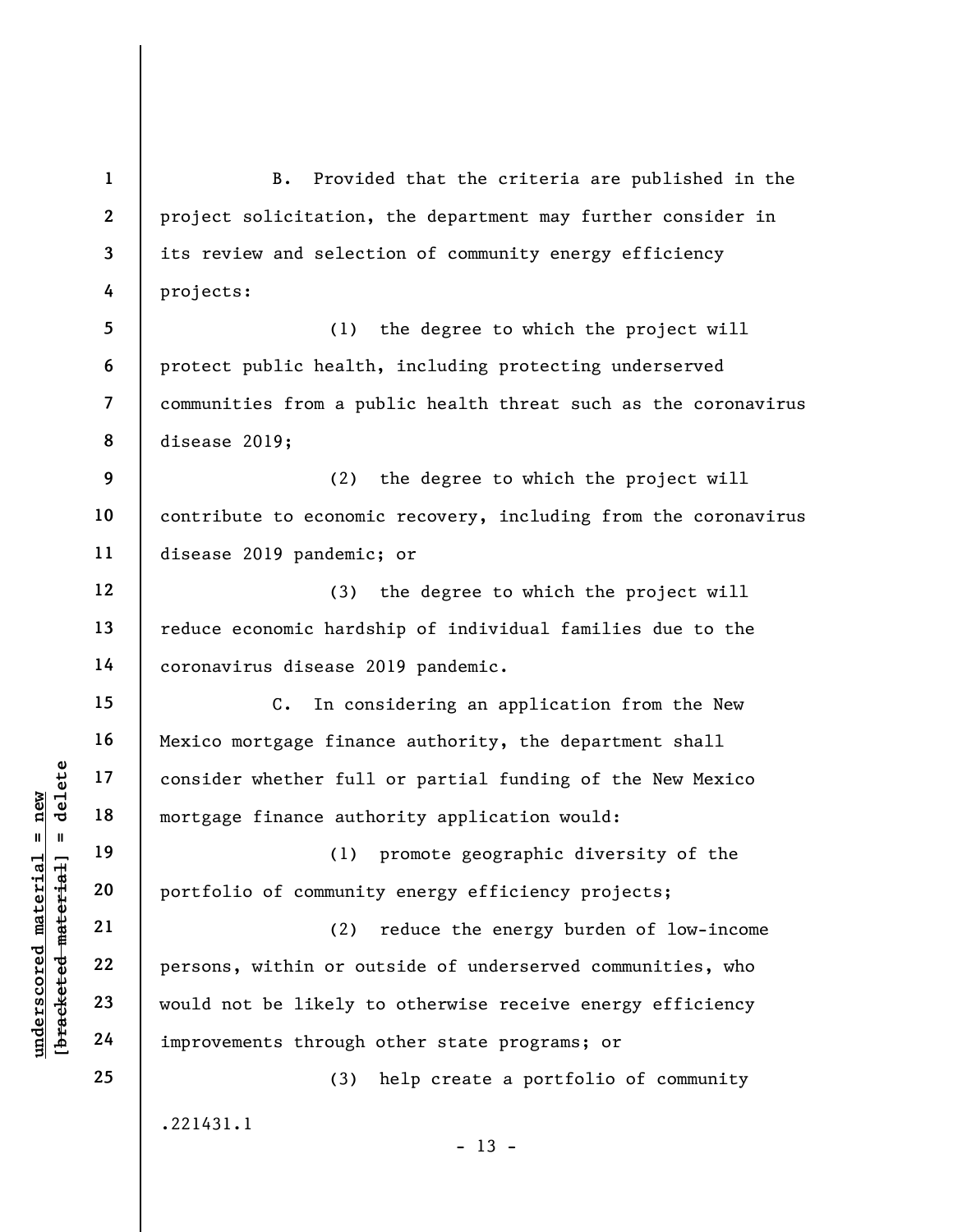B. Provided that the criteria are published in the project solicitation, the department may further consider in its review and selection of community energy efficiency projects:

(1) the degree to which the project will protect public health, including protecting underserved communities from a public health threat such as the coronavirus disease 2019;

(2) the degree to which the project will contribute to economic recovery, including from the coronavirus disease 2019 pandemic; or

(3) the degree to which the project will reduce economic hardship of individual families due to the coronavirus disease 2019 pandemic.

C. In considering an application from the New Mexico mortgage finance authority, the department shall consider whether full or partial funding of the New Mexico mortgage finance authority application would:

(1) promote geographic diversity of the portfolio of community energy efficiency projects;

(2) reduce the energy burden of low-income persons, within or outside of underserved communities, who would not be likely to otherwise receive energy efficiency improvements through other state programs; or

(3) help create a portfolio of community

.221431.1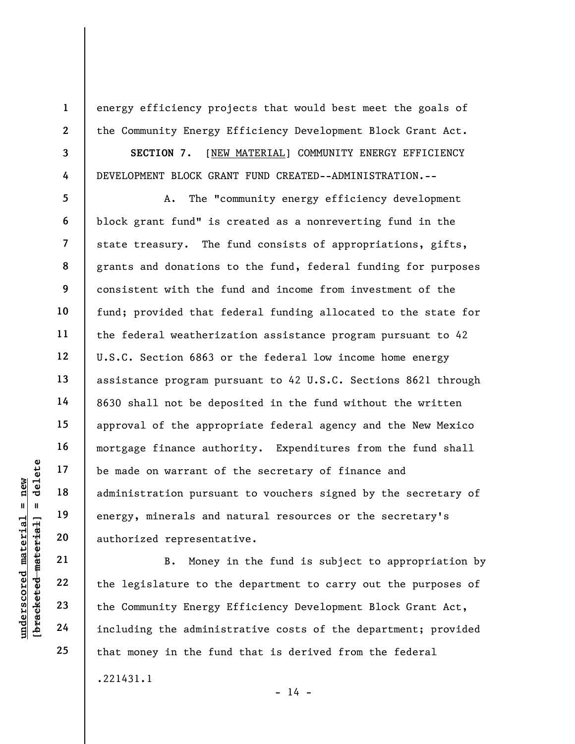energy efficiency projects that would best meet the goals of the Community Energy Efficiency Development Block Grant Act.

**SECTION 7.** [<u>NEW MATERIAL</u>] COMMUNITY ENERGY EFFICIENCY DEVELOPMENT BLOCK GRANT FUND CREATED--ADMINISTRATION.--

A. The "community energy efficiency development block grant fund" is created as a nonreverting fund in the state treasury. The fund consists of appropriations, gifts, grants and donations to the fund, federal funding for purposes consistent with the fund and income from investment of the fund; provided that federal funding allocated to the state for the federal weatherization assistance program pursuant to 42 U.S.C. Section 6863 or the federal low income home energy assistance program pursuant to 42 U.S.C. Sections 8621 through 8630 shall not be deposited in the fund without the written approval of the appropriate federal agency and the New Mexico mortgage finance authority. Expenditures from the fund shall be made on warrant of the secretary of finance and administration pursuant to vouchers signed by the secretary of energy, minerals and natural resources or the secretary's authorized representative.

B. Money in the fund is subject to appropriation by the legislature to the department to carry out the purposes of the Community Energy Efficiency Development Block Grant Act, including the administrative costs of the department; provided that money in the fund that is derived from the federal

.221431.1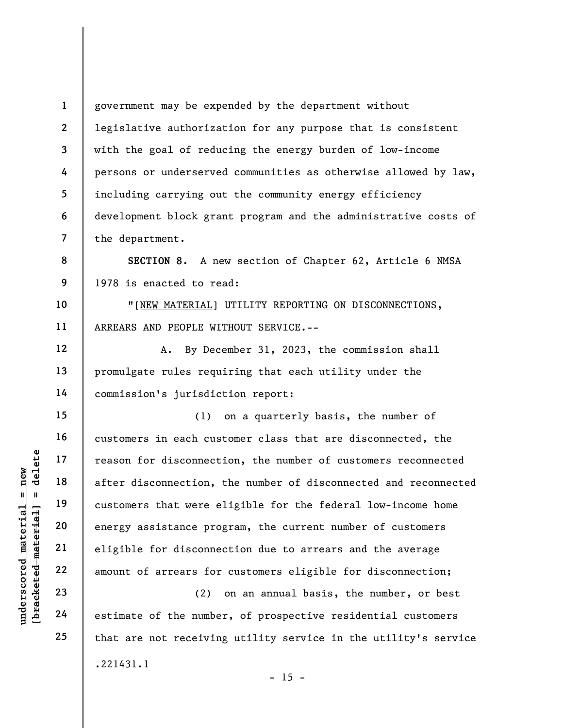government may be expended by the department without legislative authorization for any purpose that is consistent with the goal of reducing the energy burden of low-income persons or underserved communities as otherwise allowed by law, including carrying out the community energy efficiency development block grant program and the administrative costs of the department.

**SECTION 8.** A new section of Chapter 62, Article 6 NMSA 1978 is enacted to read:

"[NEW MATERIAL] UTILITY REPORTING ON DISCONNECTIONS, ARREARS AND PEOPLE WITHOUT SERVICE.--

A. By December 31, 2023, the commission shall promulgate rules requiring that each utility under the commission's jurisdiction report:

(1) on a quarterly basis, the number of customers in each customer class that are disconnected, the reason for disconnection, the number of customers reconnected after disconnection, the number of disconnected and reconnected customers that were eligible for the federal low-income home energy assistance program, the current number of customers eligible for disconnection due to arrears and the average amount of arrears for customers eligible for disconnection;

(2) on an annual basis, the number, or best estimate of the number, of prospective residential customers that are not receiving utility service in the utility's service

.221431.1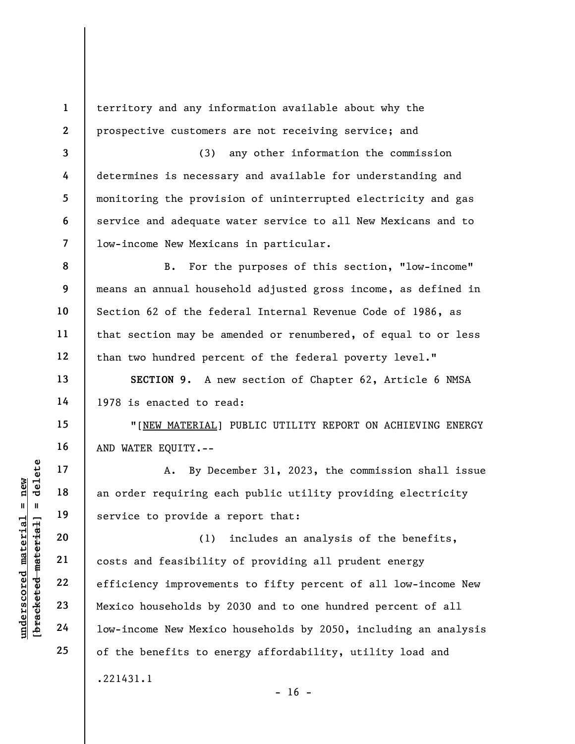territory and any information available about why the prospective customers are not receiving service; and

(3) any other information the commission determines is necessary and available for understanding and monitoring the provision of uninterrupted electricity and gas service and adequate water service to all New Mexicans and to low-income New Mexicans in particular.

B. For the purposes of this section, "low-income" means an annual household adjusted gross income, as defined in Section 62 of the federal Internal Revenue Code of 1986, as that section may be amended or renumbered, of equal to or less than two hundred percent of the federal poverty level."

**SECTION 9.** A new section of Chapter 62, Article 6 NMSA 1978 is enacted to read:

"[NEW MATERIAL] PUBLIC UTILITY REPORT ON ACHIEVING ENERGY AND WATER EQUITY.--

A. By December 31, 2023, the commission shall issue an order requiring each public utility providing electricity service to provide a report that:

(1) includes an analysis of the benefits, costs and feasibility of providing all prudent energy efficiency improvements to fifty percent of all low-income New Mexico households by 2030 and to one hundred percent of all low-income New Mexico households by 2050, including an analysis of the benefits to energy affordability, utility load and

.221431.1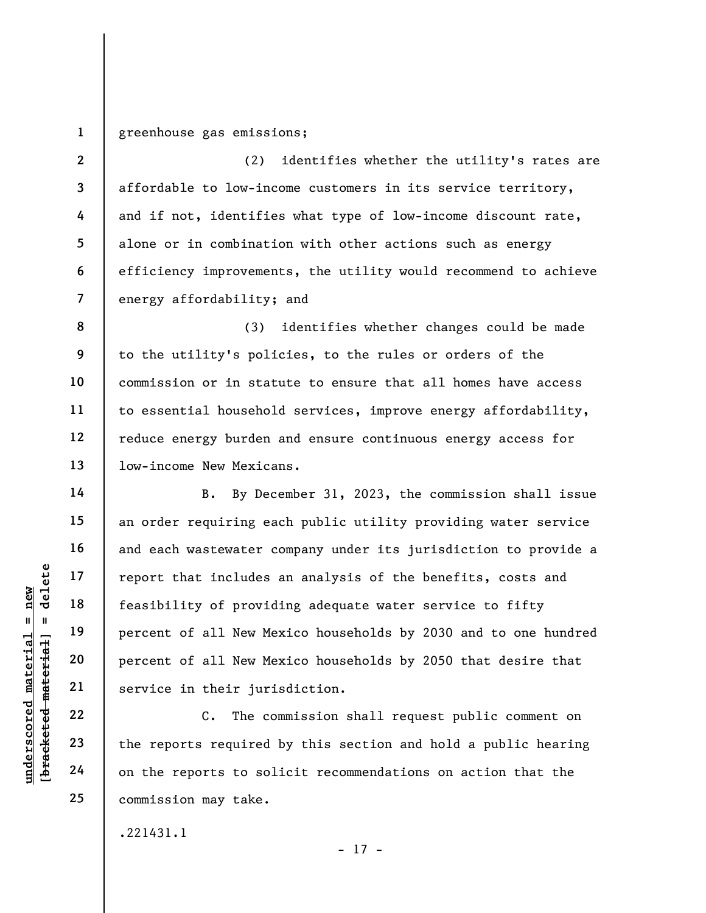greenhouse gas emissions;

(2) identifies whether the utility's rates are affordable to low-income customers in its service territory, and if not, identifies what type of low-income discount rate, alone or in combination with other actions such as energy efficiency improvements, the utility would recommend to achieve energy affordability; and

(3) identifies whether changes could be made to the utility's policies, to the rules or orders of the commission or in statute to ensure that all homes have access to essential household services, improve energy affordability, reduce energy burden and ensure continuous energy access for low-income New Mexicans.

B. By December 31, 2023, the commission shall issue an order requiring each public utility providing water service and each wastewater company under its jurisdiction to provide a report that includes an analysis of the benefits, costs and feasibility of providing adequate water service to fifty percent of all New Mexico households by 2030 and to one hundred percent of all New Mexico households by 2050 that desire that service in their jurisdiction.

C. The commission shall request public comment on the reports required by this section and hold a public hearing on the reports to solicit recommendations on action that the commission may take.

.221431.1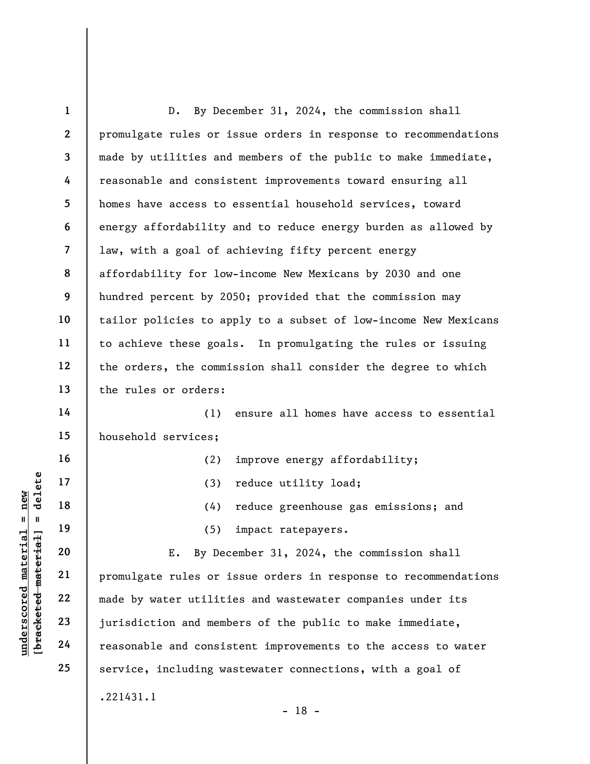D. By December 31, 2024, the commission shall promulgate rules or issue orders in response to recommendations made by utilities and members of the public to make immediate, reasonable and consistent improvements toward ensuring all homes have access to essential household services, toward energy affordability and to reduce energy burden as allowed by law, with a goal of achieving fifty percent energy affordability for low-income New Mexicans by 2030 and one hundred percent by 2050; provided that the commission may tailor policies to apply to a subset of low-income New Mexicans to achieve these goals. In promulgating the rules or issuing the orders, the commission shall consider the degree to which the rules or orders:

(1) ensure all homes have access to essential household services;

(2) improve energy affordability;

(3) reduce utility load;

(4) reduce greenhouse gas emissions; and

(5) impact ratepayers.

E. By December 31, 2024, the commission shall promulgate rules or issue orders in response to recommendations made by water utilities and wastewater companies under its jurisdiction and members of the public to make immediate, reasonable and consistent improvements to the access to water service, including wastewater connections, with a goal of

.221431.1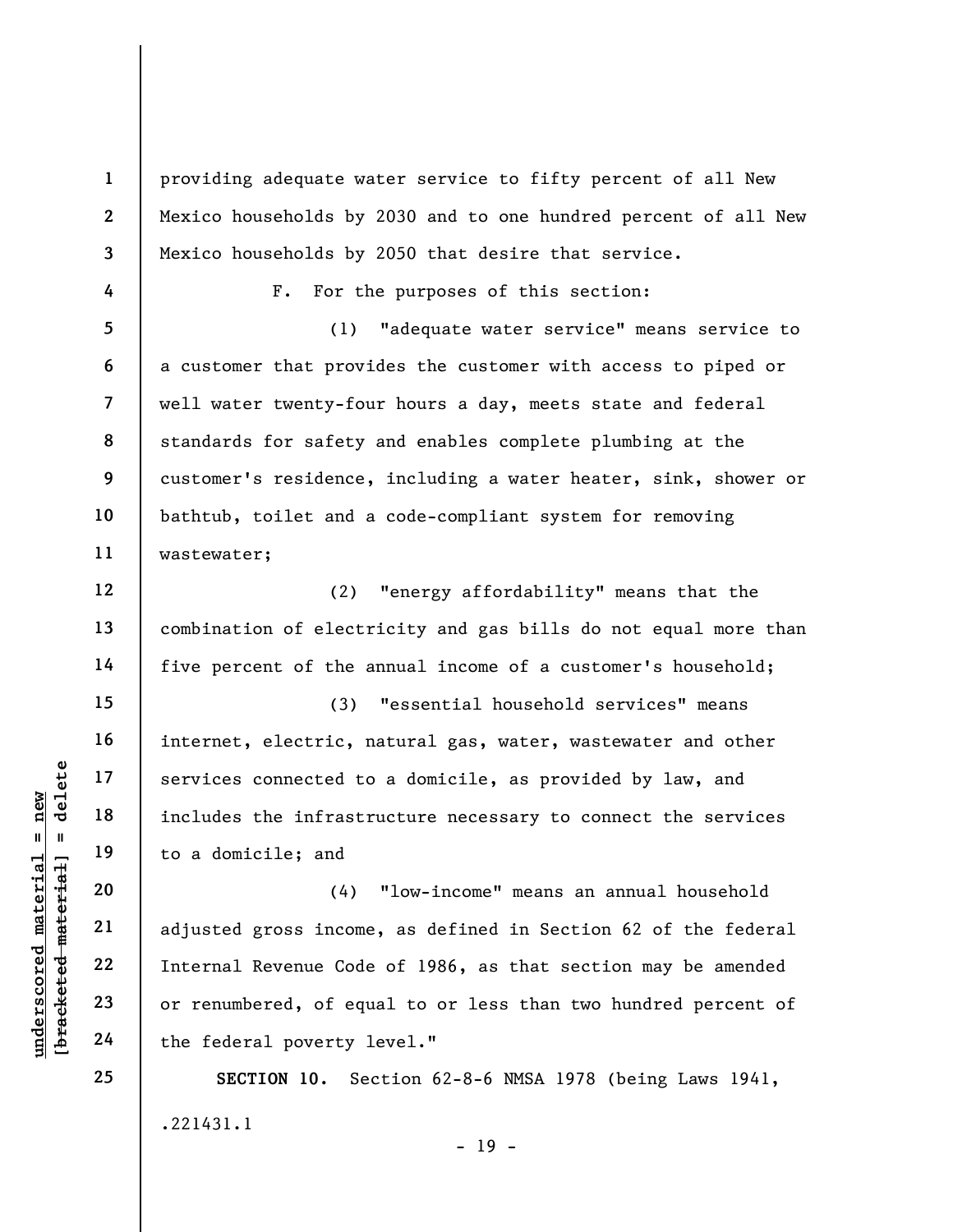providing adequate water service to fifty percent of all New Mexico households by 2030 and to one hundred percent of all New Mexico households by 2050 that desire that service.

F. For the purposes of this section:

(1) "adequate water service" means service to a customer that provides the customer with access to piped or well water twenty-four hours a day, meets state and federal standards for safety and enables complete plumbing at the customer's residence, including a water heater, sink, shower or bathtub, toilet and a code-compliant system for removing wastewater;

(2) "energy affordability" means that the combination of electricity and gas bills do not equal more than five percent of the annual income of a customer's household;

(3) "essential household services" means internet, electric, natural gas, water, wastewater and other services connected to a domicile, as provided by law, and includes the infrastructure necessary to connect the services to a domicile; and

(4) "low-income" means an annual household adjusted gross income, as defined in Section 62 of the federal Internal Revenue Code of 1986, as that section may be amended or renumbered, of equal to or less than two hundred percent of the federal poverty level."

**SECTION 10.** Section 62-8-6 NMSA 1978 (being Laws 1941,

.221431.1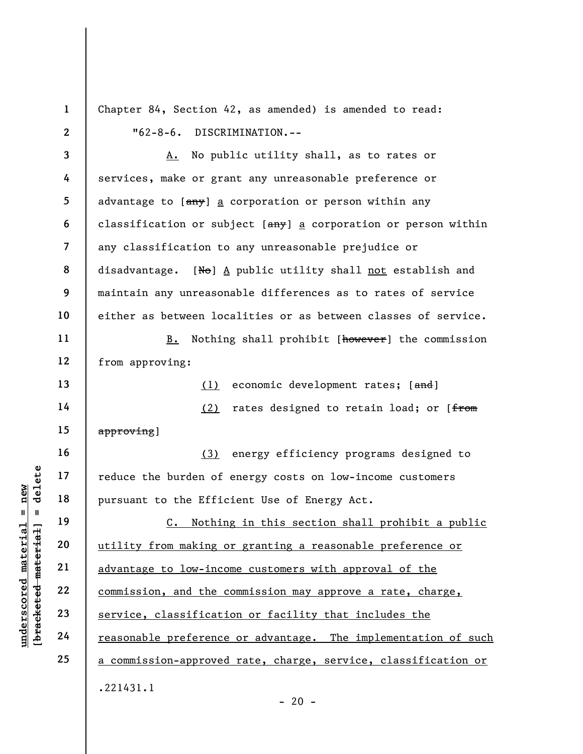Chapter 84, Section 42, as amended) is amended to read:

"62-8-6. DISCRIMINATION.--

A. No public utility shall, as to rates or services, make or grant any unreasonable preference or advantage to [~~any~~] a corporation or person within any classification or subject [~~any~~] a corporation or person within any classification to any unreasonable prejudice or disadvantage. [~~No~~] A public utility shall not establish and maintain any unreasonable differences as to rates of service either as between localities or as between classes of service.

B. Nothing shall prohibit [~~however~~] the commission from approving:

(1) economic development rates; [~~and~~]

(2) rates designed to retain load; or [~~from approving~~]

(3) energy efficiency programs designed to reduce the burden of energy costs on low-income customers pursuant to the Efficient Use of Energy Act.

C. Nothing in this section shall prohibit a public utility from making or granting a reasonable preference or advantage to low-income customers with approval of the commission, and the commission may approve a rate, charge, service, classification or facility that includes the reasonable preference or advantage. The implementation of such a commission-approved rate, charge, service, classification or

.221431.1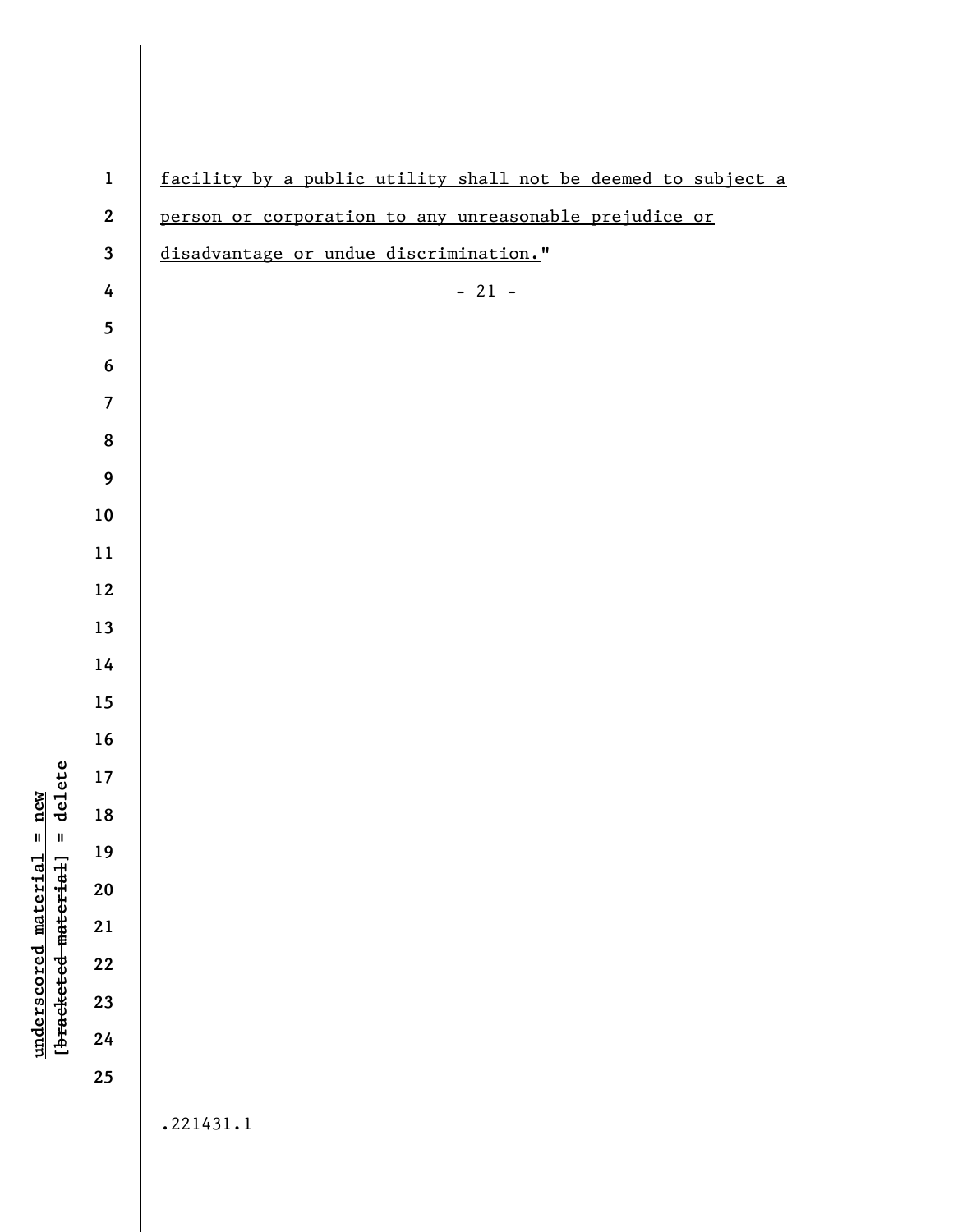facility by a public utility shall not be deemed to subject a person or corporation to any unreasonable prejudice or disadvantage or undue discrimination."

.221431.1